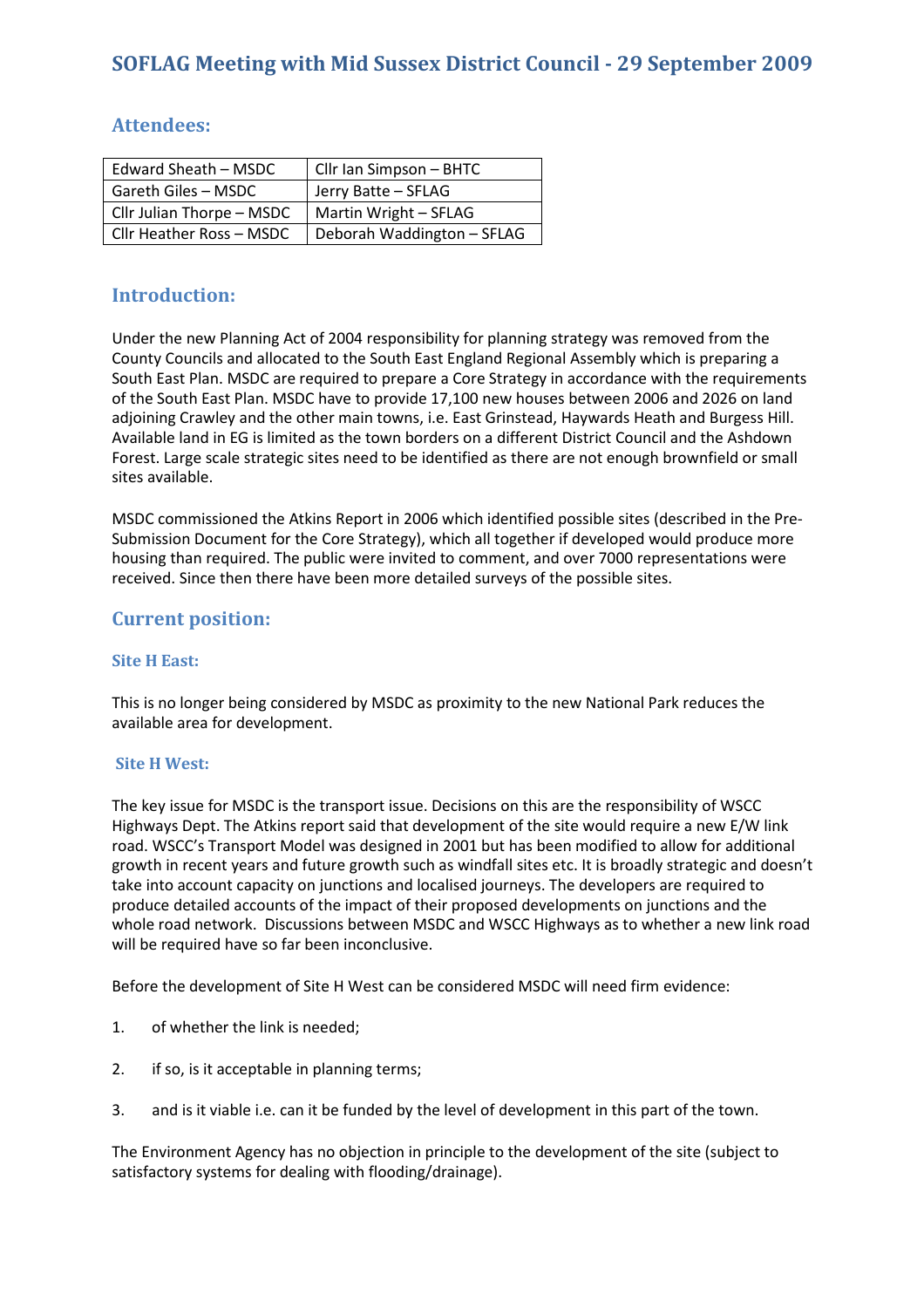# SOFLAG Meeting with Mid Sussex District Council - 29 September 2009

## Attendees:

| | |
|---|---|
| Edward Sheath – MSDC | Cllr Ian Simpson – BHTC |
| Gareth Giles – MSDC | Jerry Batte – SFLAG |
| Cllr Julian Thorpe – MSDC | Martin Wright – SFLAG |
| Cllr Heather Ross – MSDC | Deborah Waddington – SFLAG |

## Introduction:

Under the new Planning Act of 2004 responsibility for planning strategy was removed from the County Councils and allocated to the South East England Regional Assembly which is preparing a South East Plan. MSDC are required to prepare a Core Strategy in accordance with the requirements of the South East Plan. MSDC have to provide 17,100 new houses between 2006 and 2026 on land adjoining Crawley and the other main towns, i.e. East Grinstead, Haywards Heath and Burgess Hill. Available land in EG is limited as the town borders on a different District Council and the Ashdown Forest. Large scale strategic sites need to be identified as there are not enough brownfield or small sites available.

MSDC commissioned the Atkins Report in 2006 which identified possible sites (described in the Pre-Submission Document for the Core Strategy), which all together if developed would produce more housing than required. The public were invited to comment, and over 7000 representations were received. Since then there have been more detailed surveys of the possible sites.

## Current position:

### Site H East:

This is no longer being considered by MSDC as proximity to the new National Park reduces the available area for development.

### Site H West:

The key issue for MSDC is the transport issue. Decisions on this are the responsibility of WSCC Highways Dept. The Atkins report said that development of the site would require a new E/W link road. WSCC's Transport Model was designed in 2001 but has been modified to allow for additional growth in recent years and future growth such as windfall sites etc. It is broadly strategic and doesn't take into account capacity on junctions and localised journeys. The developers are required to produce detailed accounts of the impact of their proposed developments on junctions and the whole road network. Discussions between MSDC and WSCC Highways as to whether a new link road will be required have so far been inconclusive.

Before the development of Site H West can be considered MSDC will need firm evidence:

1. of whether the link is needed;
2. if so, is it acceptable in planning terms;
3. and is it viable i.e. can it be funded by the level of development in this part of the town.

The Environment Agency has no objection in principle to the development of the site (subject to satisfactory systems for dealing with flooding/drainage).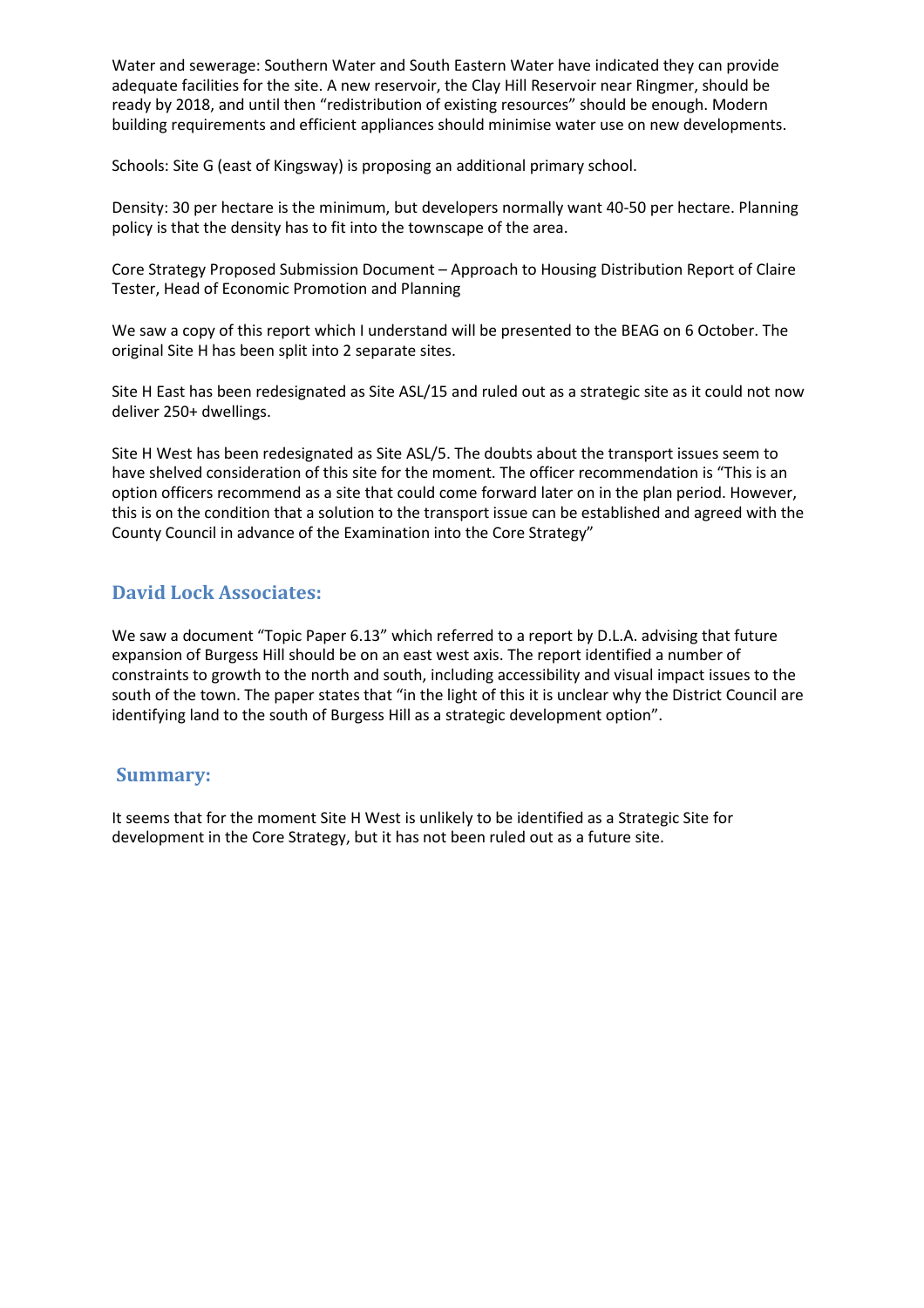Water and sewerage: Southern Water and South Eastern Water have indicated they can provide adequate facilities for the site. A new reservoir, the Clay Hill Reservoir near Ringmer, should be ready by 2018, and until then "redistribution of existing resources" should be enough. Modern building requirements and efficient appliances should minimise water use on new developments.

Schools: Site G (east of Kingsway) is proposing an additional primary school.

Density: 30 per hectare is the minimum, but developers normally want 40-50 per hectare. Planning policy is that the density has to fit into the townscape of the area.

Core Strategy Proposed Submission Document – Approach to Housing Distribution Report of Claire Tester, Head of Economic Promotion and Planning

We saw a copy of this report which I understand will be presented to the BEAG on 6 October. The original Site H has been split into 2 separate sites.

Site H East has been redesignated as Site ASL/15 and ruled out as a strategic site as it could not now deliver 250+ dwellings.

Site H West has been redesignated as Site ASL/5. The doubts about the transport issues seem to have shelved consideration of this site for the moment. The officer recommendation is "This is an option officers recommend as a site that could come forward later on in the plan period. However, this is on the condition that a solution to the transport issue can be established and agreed with the County Council in advance of the Examination into the Core Strategy"

## David Lock Associates:

We saw a document "Topic Paper 6.13" which referred to a report by D.L.A. advising that future expansion of Burgess Hill should be on an east west axis. The report identified a number of constraints to growth to the north and south, including accessibility and visual impact issues to the south of the town. The paper states that "in the light of this it is unclear why the District Council are identifying land to the south of Burgess Hill as a strategic development option".

## Summary:

It seems that for the moment Site H West is unlikely to be identified as a Strategic Site for development in the Core Strategy, but it has not been ruled out as a future site.